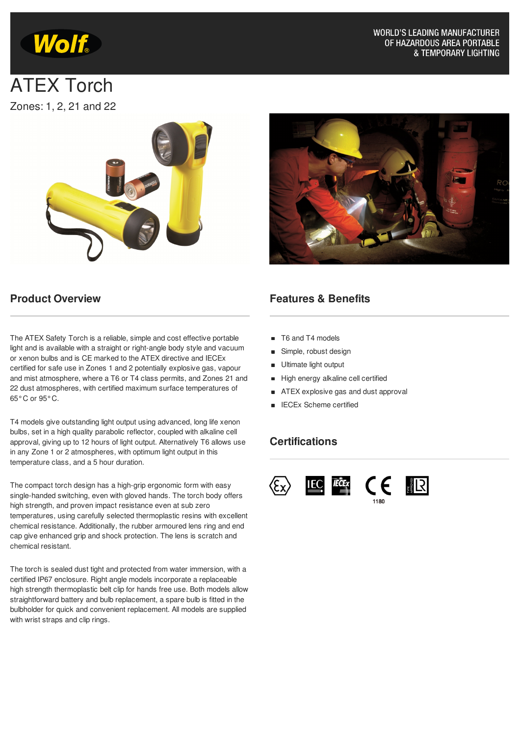WORLD'S LEADING MANUFACTURER OF HAZARDOUS AREA PORTABLE & TEMPORARY LIGHTING

# ATEX Torch

Zones: 1, 2, 21 and 22

## Product Overview

The ATEX Safety Torch is a reliable, simple and cost effective portable light and is available with a straight or right-angle body style and vacuum or xenon bulbs and is CE marked to the ATEX directive and IECEx certified for safe use in Zones 1 and 2 potentially explosive gas, vapour and mist atmosphere, where a T6 or T4 class permits, and Zones 21 and 22 dust atmospheres, with certified maximum surface temperatures of 65°C or 95°C.

T4 models give outstanding light output using advanced, long life xenon bulbs, set in a high quality parabolic reflector, coupled with alkaline cell approval, giving up to 12 hours of light output. Alternatively T6 allows use in any Zone 1 or 2 atmospheres, with optimum light output in this temperature class, and a 5 hour duration.

The compact torch design has a high-grip ergonomic form with easy single-handed switching, even with gloved hands. The torch body offers high strength, and proven impact resistance even at sub zero temperatures, using carefully selected thermoplastic resins with excellent chemical resistance. Additionally, the rubber armoured lens ring and end cap give enhanced grip and shock protection. The lens is scratch and chemical resistant.

The torch is sealed dust tight and protected from water immersion, with a certified IP67 enclosure. Right angle models incorporate a replaceable high strength thermoplastic belt clip for hands free use. Both models allow straightforward battery and bulb replacement, a spare bulb is fitted in the bulbholder for quick and convenient replacement. All models are supplied with wrist straps and clip rings.

## Features & Benefits

- T6 and T4 models
- Simple, robust design
- Ultimate light output
- High energy alkaline cell certified
- ATEX explosive gas and dust approval
- IECEx Scheme certified

## Certifications

1180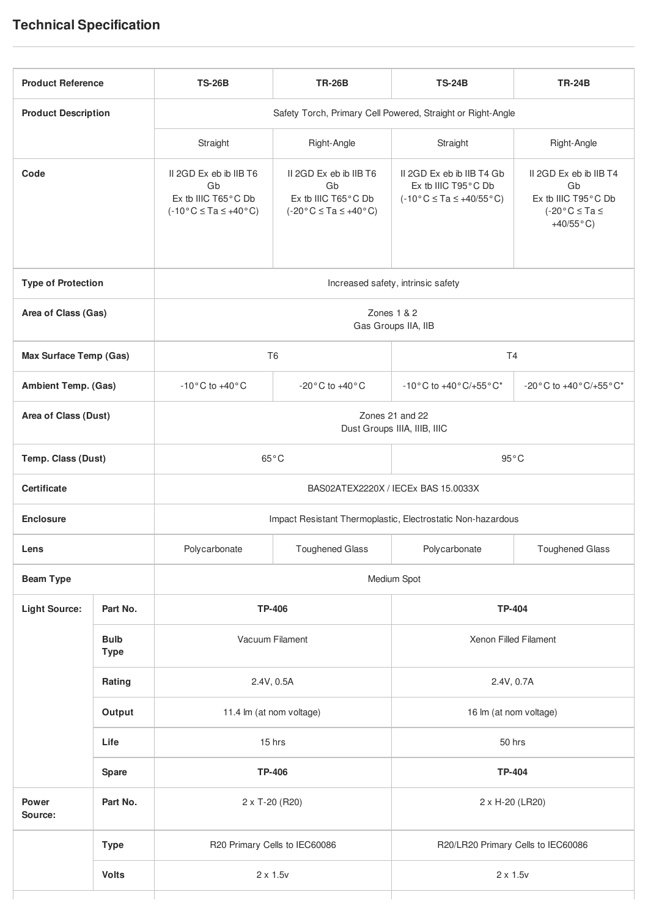## Technical Specification

| Product Reference | | TS-26B | TR-26B | TS-24B | TR-24B |
|---|---|---|---|---|---|
| Product Description | | Safety Torch, Primary Cell Powered, Straight or Right-Angle | | | |
| | | Straight | Right-Angle | Straight | Right-Angle |
| Code | | II 2GD Ex eb ib IIB T6 Gb<br>Ex tb IIIC T65°C Db<br>(-10°C ≤ Ta ≤ +40°C) | II 2GD Ex eb ib IIB T6 Gb<br>Ex tb IIIC T65°C Db<br>(-20°C ≤ Ta ≤ +40°C) | II 2GD Ex eb ib IIB T4 Gb<br>Ex tb IIIC T95°C Db<br>(-10°C ≤ Ta ≤ +40/55°C) | II 2GD Ex eb ib IIB T4 Gb<br>Ex tb IIIC T95°C Db<br>(-20°C ≤ Ta ≤ +40/55°C) |
| Type of Protection | | Increased safety, intrinsic safety | | | |
| Area of Class (Gas) | | Zones 1 & 2<br>Gas Groups IIA, IIB | | | |
| Max Surface Temp (Gas) | | T6 | | T4 | |
| Ambient Temp. (Gas) | | -10°C to +40°C | -20°C to +40°C | -10°C to +40°C/+55°C* | -20°C to +40°C/+55°C* |
| Area of Class (Dust) | | Zones 21 and 22<br>Dust Groups IIIA, IIIB, IIIC | | | |
| Temp. Class (Dust) | | 65°C | | 95°C | |
| Certificate | | BAS02ATEX2220X / IECEx BAS 15.0033X | | | |
| Enclosure | | Impact Resistant Thermoplastic, Electrostatic Non-hazardous | | | |
| Lens | | Polycarbonate | Toughened Glass | Polycarbonate | Toughened Glass |
| Beam Type | | Medium Spot | | | |
| Light Source: | Part No. | TP-406 | | TP-404 | |
| | Bulb Type | Vacuum Filament | | Xenon Filled Filament | |
| | Rating | 2.4V, 0.5A | | 2.4V, 0.7A | |
| | Output | 11.4 lm (at nom voltage) | | 16 lm (at nom voltage) | |
| | Life | 15 hrs | | 50 hrs | |
| | Spare | TP-406 | | TP-404 | |
| Power Source: | Part No. | 2 x T-20 (R20) | | 2 x H-20 (LR20) | |
| | Type | R20 Primary Cells to IEC60086 | | R20/LR20 Primary Cells to IEC60086 | |
| | Volts | 2 x 1.5v | | 2 x 1.5v | |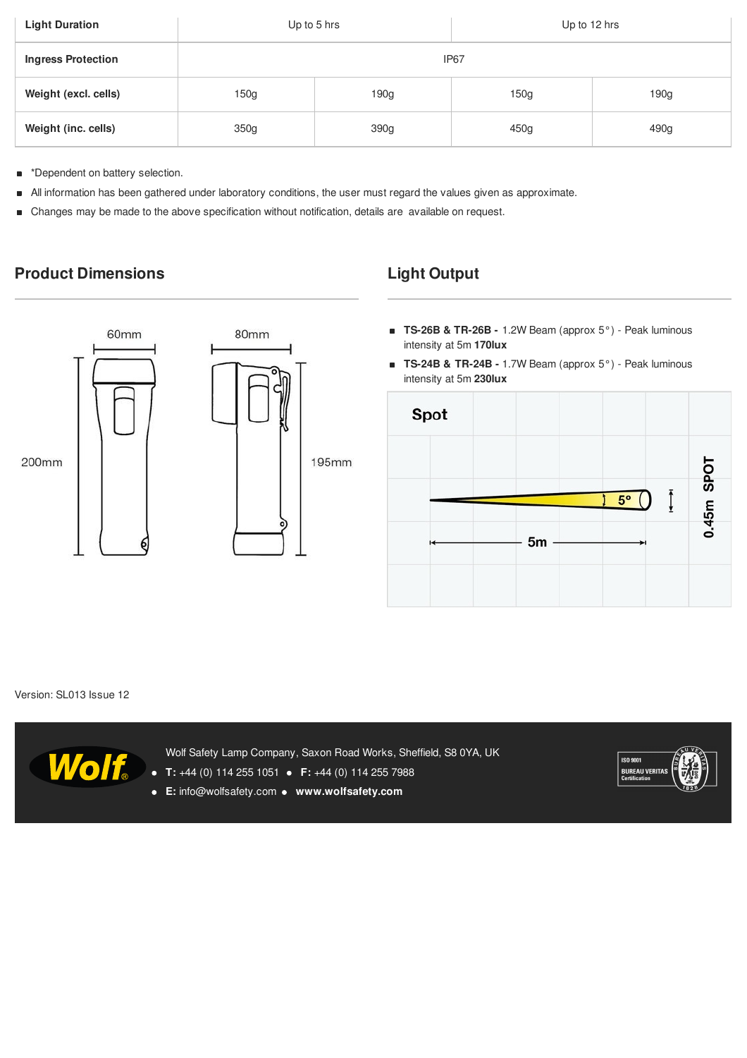| | | | | |
|---|---|---|---|---|
| **Light Duration** | Up to 5 hrs | | Up to 12 hrs | |
| **Ingress Protection** | IP67 | | | |
| **Weight (excl. cells)** | 150g | 190g | 150g | 190g |
| **Weight (inc. cells)** | 350g | 390g | 450g | 490g |

- *Dependent on battery selection.
- All information has been gathered under laboratory conditions, the user must regard the values given as approximate.
- Changes may be made to the above specification without notification, details are available on request.

## Product Dimensions

60mm

80mm

200mm

195mm

## Light Output

- **TS-26B & TR-26B -** 1.2W Beam (approx 5°) - Peak luminous intensity at 5m **170lux**
- **TS-24B & TR-24B -** 1.7W Beam (approx 5°) - Peak luminous intensity at 5m **230lux**

Spot

5°

5m

0.45m SPOT

Version: SL013 Issue 12

Wolf Safety Lamp Company, Saxon Road Works, Sheffield, S8 0YA, UK

- **T:** +44 (0) 114 255 1051 • **F:** +44 (0) 114 255 7988
- **E:** info@wolfsafety.com • **www.wolfsafety.com**

ISO 9001 BUREAU VERITAS Certification